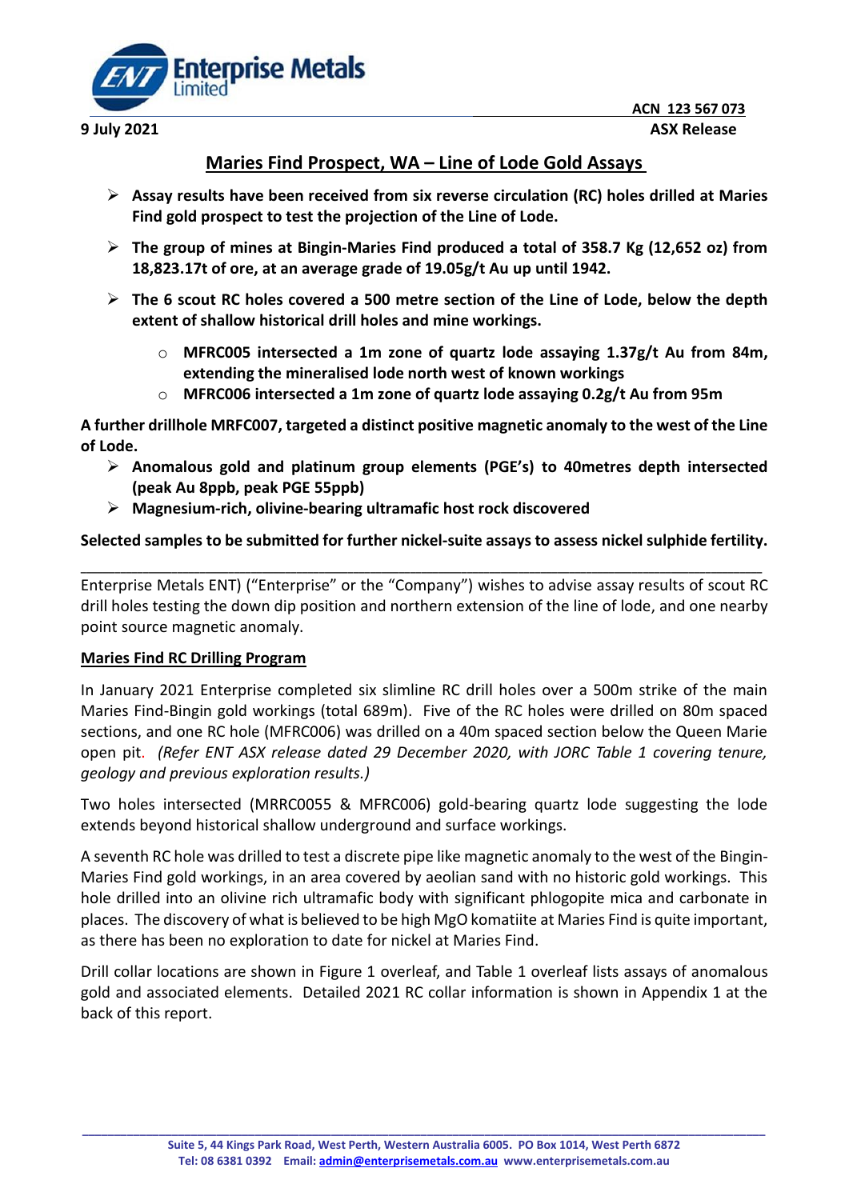**Enterprise Metals Limited**

**ACN 123 567 073**

**9 July 2021**

**ASX Release**

# Maries Find Prospect, WA – Line of Lode Gold Assays

- **Assay results have been received from six reverse circulation (RC) holes drilled at Maries Find gold prospect to test the projection of the Line of Lode.**
- **The group of mines at Bingin-Maries Find produced a total of 358.7 Kg (12,652 oz) from 18,823.17t of ore, at an average grade of 19.05g/t Au up until 1942.**
- **The 6 scout RC holes covered a 500 metre section of the Line of Lode, below the depth extent of shallow historical drill holes and mine workings.**
  - **MFRC005 intersected a 1m zone of quartz lode assaying 1.37g/t Au from 84m, extending the mineralised lode north west of known workings**
  - **MFRC006 intersected a 1m zone of quartz lode assaying 0.2g/t Au from 95m**

**A further drillhole MRFC007, targeted a distinct positive magnetic anomaly to the west of the Line of Lode.**

- **Anomalous gold and platinum group elements (PGE's) to 40metres depth intersected (peak Au 8ppb, peak PGE 55ppb)**
- **Magnesium-rich, olivine-bearing ultramafic host rock discovered**

**Selected samples to be submitted for further nickel-suite assays to assess nickel sulphide fertility.**

---

Enterprise Metals ENT) ("Enterprise" or the "Company") wishes to advise assay results of scout RC drill holes testing the down dip position and northern extension of the line of lode, and one nearby point source magnetic anomaly.

## Maries Find RC Drilling Program

In January 2021 Enterprise completed six slimline RC drill holes over a 500m strike of the main Maries Find-Bingin gold workings (total 689m). Five of the RC holes were drilled on 80m spaced sections, and one RC hole (MFRC006) was drilled on a 40m spaced section below the Queen Marie open pit. *(Refer ENT ASX release dated 29 December 2020, with JORC Table 1 covering tenure, geology and previous exploration results.)*

Two holes intersected (MRRC0055 & MFRC006) gold-bearing quartz lode suggesting the lode extends beyond historical shallow underground and surface workings.

A seventh RC hole was drilled to test a discrete pipe like magnetic anomaly to the west of the Bingin-Maries Find gold workings, in an area covered by aeolian sand with no historic gold workings. This hole drilled into an olivine rich ultramafic body with significant phlogopite mica and carbonate in places. The discovery of what is believed to be high MgO komatiite at Maries Find is quite important, as there has been no exploration to date for nickel at Maries Find.

Drill collar locations are shown in Figure 1 overleaf, and Table 1 overleaf lists assays of anomalous gold and associated elements. Detailed 2021 RC collar information is shown in Appendix 1 at the back of this report.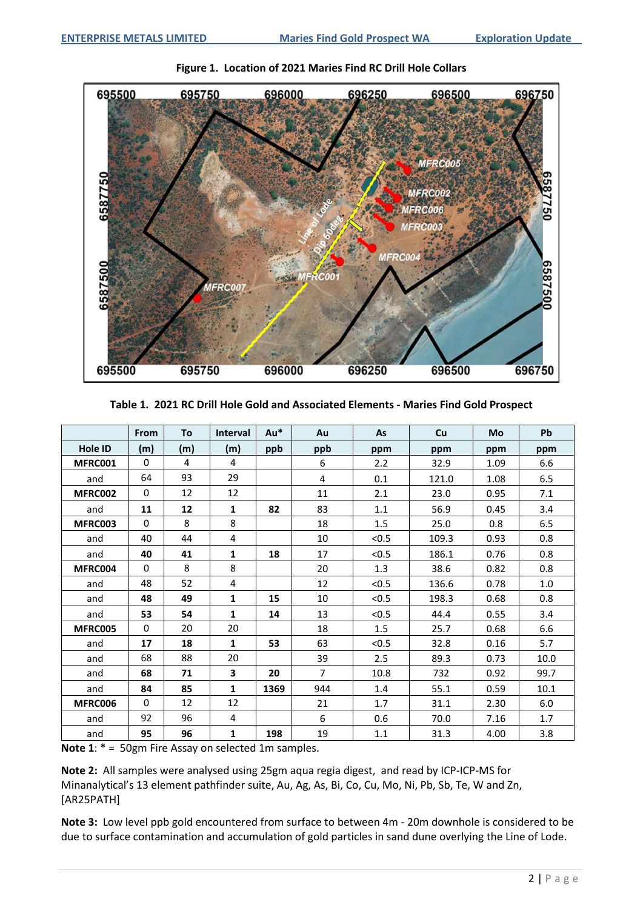**Figure 1. Location of 2021 Maries Find RC Drill Hole Collars**

695500
695750
696000
696250
696500
696750
6587750
6587500
MFRC005
MFRC002
MFRC006
MFRC003
MFRC004
MFRC001
MFRC007
Line of Lode
Dip 60deg

**Table 1. 2021 RC Drill Hole Gold and Associated Elements - Maries Find Gold Prospect**

| Hole ID | From (m) | To (m) | Interval (m) | Au* ppb | Au ppb | As ppm | Cu ppm | Mo ppm | Pb ppm |
|---|---|---|---|---|---|---|---|---|---|
| **MFRC001** | 0 | 4 | 4 | | 6 | 2.2 | 32.9 | 1.09 | 6.6 |
| and | 64 | 93 | 29 | | 4 | 0.1 | 121.0 | 1.08 | 6.5 |
| **MFRC002** | 0 | 12 | 12 | | 11 | 2.1 | 23.0 | 0.95 | 7.1 |
| and | **11** | **12** | **1** | **82** | 83 | 1.1 | 56.9 | 0.45 | 3.4 |
| **MFRC003** | 0 | 8 | 8 | | 18 | 1.5 | 25.0 | 0.8 | 6.5 |
| and | 40 | 44 | 4 | | 10 | <0.5 | 109.3 | 0.93 | 0.8 |
| and | **40** | **41** | **1** | **18** | 17 | <0.5 | 186.1 | 0.76 | 0.8 |
| **MFRC004** | 0 | 8 | 8 | | 20 | 1.3 | 38.6 | 0.82 | 0.8 |
| and | 48 | 52 | 4 | | 12 | <0.5 | 136.6 | 0.78 | 1.0 |
| and | **48** | **49** | **1** | **15** | 10 | <0.5 | 198.3 | 0.68 | 0.8 |
| and | **53** | **54** | **1** | **14** | 13 | <0.5 | 44.4 | 0.55 | 3.4 |
| **MFRC005** | 0 | 20 | 20 | | 18 | 1.5 | 25.7 | 0.68 | 6.6 |
| and | **17** | **18** | **1** | **53** | 63 | <0.5 | 32.8 | 0.16 | 5.7 |
| and | 68 | 88 | 20 | | 39 | 2.5 | 89.3 | 0.73 | 10.0 |
| and | **68** | **71** | **3** | **20** | 7 | 10.8 | 732 | 0.92 | 99.7 |
| and | **84** | **85** | **1** | **1369** | 944 | 1.4 | 55.1 | 0.59 | 10.1 |
| **MFRC006** | 0 | 12 | 12 | | 21 | 1.7 | 31.1 | 2.30 | 6.0 |
| and | 92 | 96 | 4 | | 6 | 0.6 | 70.0 | 7.16 | 1.7 |
| and | **95** | **96** | **1** | **198** | 19 | 1.1 | 31.3 | 4.00 | 3.8 |

**Note 1**: * = 50gm Fire Assay on selected 1m samples.

**Note 2:** All samples were analysed using 25gm aqua regia digest, and read by ICP-ICP-MS for Minanalytical's 13 element pathfinder suite, Au, Ag, As, Bi, Co, Cu, Mo, Ni, Pb, Sb, Te, W and Zn, [AR25PATH]

**Note 3:** Low level ppb gold encountered from surface to between 4m - 20m downhole is considered to be due to surface contamination and accumulation of gold particles in sand dune overlying the Line of Lode.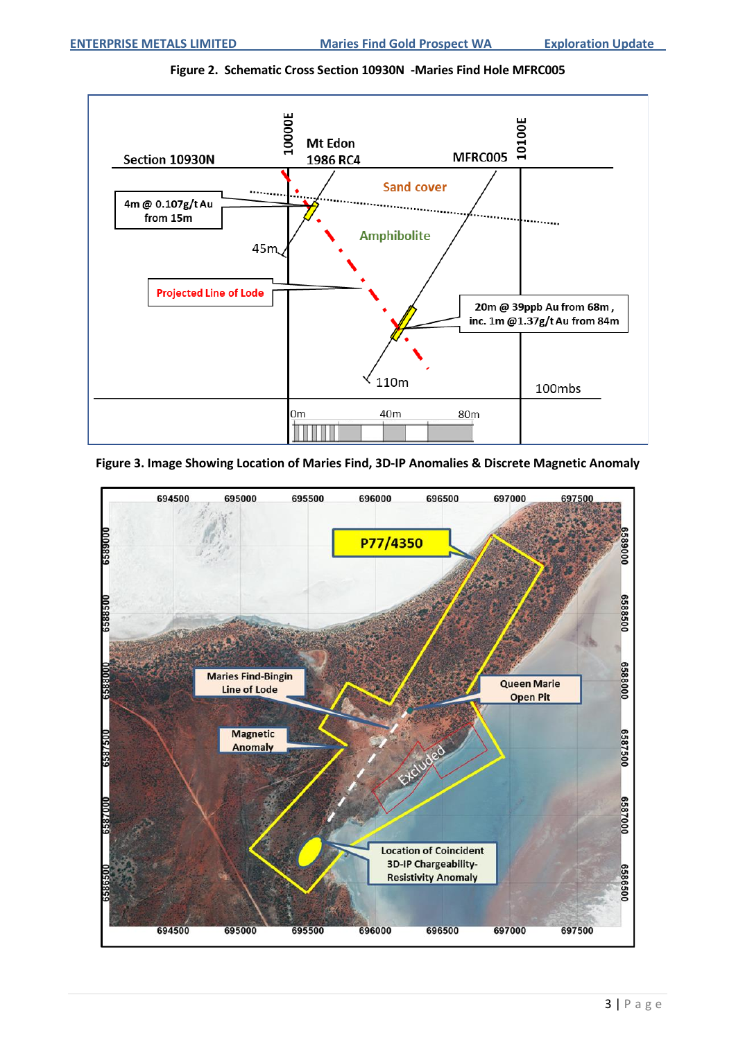**Figure 2. Schematic Cross Section 10930N -Maries Find Hole MFRC005**

Section 10930N

10000E

Mt Edon
1986 RC4

MFRC005

10100E

Sand cover

4m @ 0.107g/t Au
from 15m

Amphibolite

45m

Projected Line of Lode

20m @ 39ppb Au from 68m ,
inc. 1m @1.37g/t Au from 84m

110m

100mbs

0m 40m 80m

**Figure 3. Image Showing Location of Maries Find, 3D-IP Anomalies & Discrete Magnetic Anomaly**

694500 695000 695500 696000 696500 697000 697500

6589000 6588500 6588000 6587500 6587000 6586500

P77/4350

Maries Find-Bingin
Line of Lode

Queen Marie
Open Pit

Magnetic
Anomaly

Excluded

Location of Coincident
3D-IP Chargeability-
Resistivity Anomaly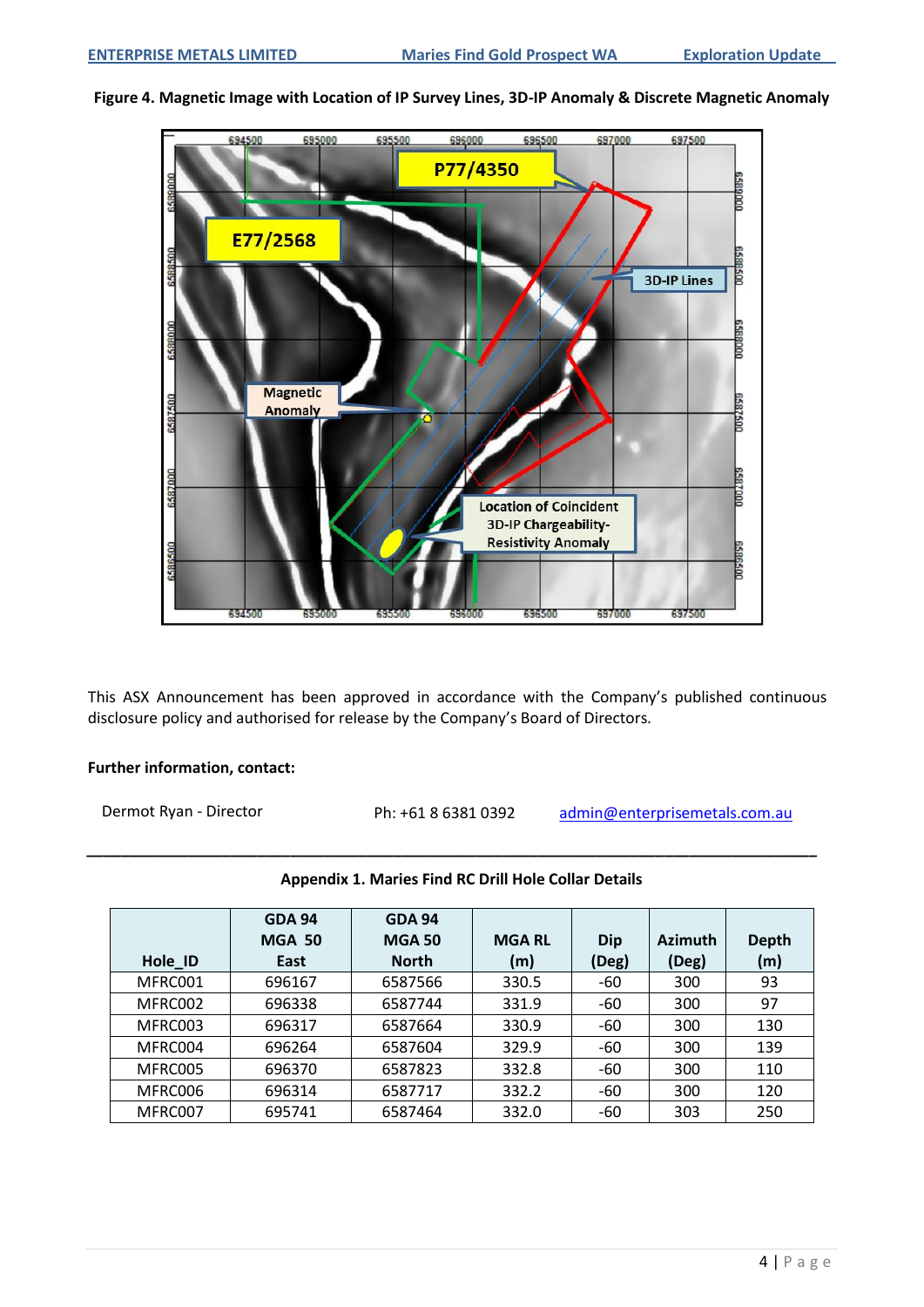**Figure 4. Magnetic Image with Location of IP Survey Lines, 3D-IP Anomaly & Discrete Magnetic Anomaly**

694500
695000
695500
696000
696500
697000
697500

6589000
6588500
6588000
6587500
6587000
6586500

P77/4350

E77/2568

3D-IP Lines

Magnetic Anomaly

Location of Coincident 3D-IP Chargeability-Resistivity Anomaly

This ASX Announcement has been approved in accordance with the Company's published continuous disclosure policy and authorised for release by the Company's Board of Directors.

**Further information, contact:**

Dermot Ryan - Director     Ph: +61 8 6381 0392     admin@enterprisemetals.com.au

---

**Appendix 1. Maries Find RC Drill Hole Collar Details**

| Hole_ID | GDA 94 MGA 50 East | GDA 94 MGA 50 North | MGA RL (m) | Dip (Deg) | Azimuth (Deg) | Depth (m) |
|---|---|---|---|---|---|---|
| MFRC001 | 696167 | 6587566 | 330.5 | -60 | 300 | 93 |
| MFRC002 | 696338 | 6587744 | 331.9 | -60 | 300 | 97 |
| MFRC003 | 696317 | 6587664 | 330.9 | -60 | 300 | 130 |
| MFRC004 | 696264 | 6587604 | 329.9 | -60 | 300 | 139 |
| MFRC005 | 696370 | 6587823 | 332.8 | -60 | 300 | 110 |
| MFRC006 | 696314 | 6587717 | 332.2 | -60 | 300 | 120 |
| MFRC007 | 695741 | 6587464 | 332.0 | -60 | 303 | 250 |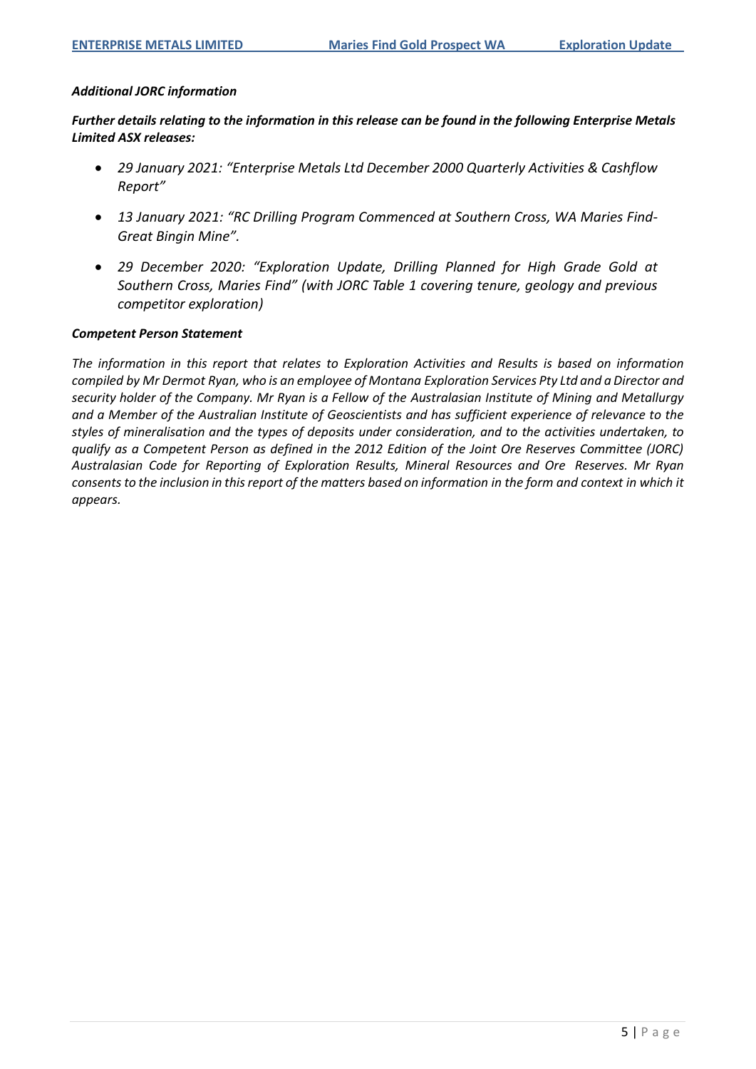***Additional JORC information***

***Further details relating to the information in this release can be found in the following Enterprise Metals Limited ASX releases:***

- *29 January 2021: "Enterprise Metals Ltd December 2000 Quarterly Activities & Cashflow Report"*
- *13 January 2021: "RC Drilling Program Commenced at Southern Cross, WA Maries Find-Great Bingin Mine".*
- *29 December 2020: "Exploration Update, Drilling Planned for High Grade Gold at Southern Cross, Maries Find" (with JORC Table 1 covering tenure, geology and previous competitor exploration)*

***Competent Person Statement***

*The information in this report that relates to Exploration Activities and Results is based on information compiled by Mr Dermot Ryan, who is an employee of Montana Exploration Services Pty Ltd and a Director and security holder of the Company. Mr Ryan is a Fellow of the Australasian Institute of Mining and Metallurgy and a Member of the Australian Institute of Geoscientists and has sufficient experience of relevance to the styles of mineralisation and the types of deposits under consideration, and to the activities undertaken, to qualify as a Competent Person as defined in the 2012 Edition of the Joint Ore Reserves Committee (JORC) Australasian Code for Reporting of Exploration Results, Mineral Resources and Ore Reserves. Mr Ryan consents to the inclusion in this report of the matters based on information in the form and context in which it appears.*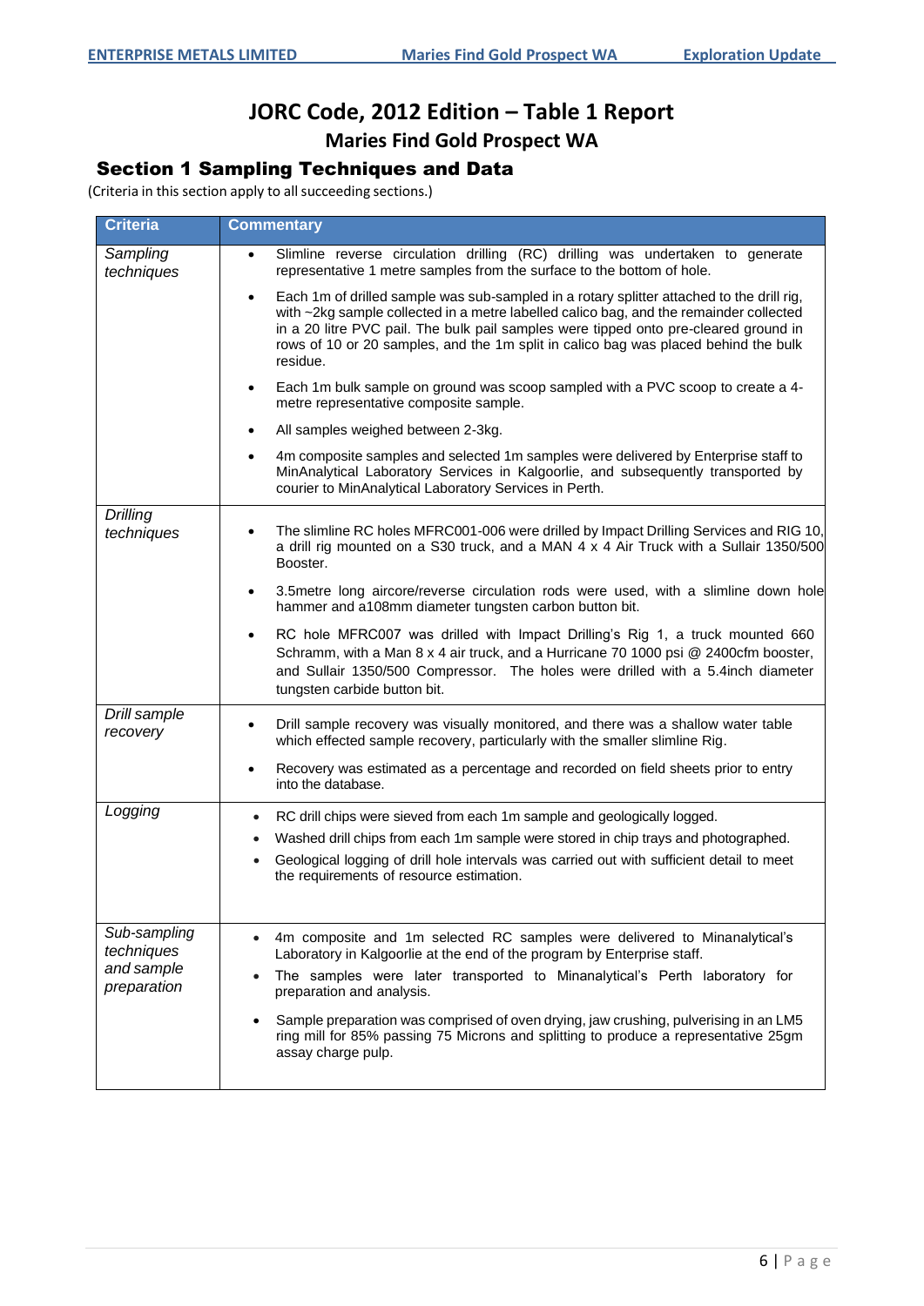# JORC Code, 2012 Edition – Table 1 Report

## Maries Find Gold Prospect WA

### Section 1 Sampling Techniques and Data

(Criteria in this section apply to all succeeding sections.)

| Criteria | Commentary |
|---|---|
| *Sampling techniques* | • Slimline reverse circulation drilling (RC) drilling was undertaken to generate representative 1 metre samples from the surface to the bottom of hole.<br>• Each 1m of drilled sample was sub-sampled in a rotary splitter attached to the drill rig, with ~2kg sample collected in a metre labelled calico bag, and the remainder collected in a 20 litre PVC pail. The bulk pail samples were tipped onto pre-cleared ground in rows of 10 or 20 samples, and the 1m split in calico bag was placed behind the bulk residue.<br>• Each 1m bulk sample on ground was scoop sampled with a PVC scoop to create a 4-metre representative composite sample.<br>• All samples weighed between 2-3kg.<br>• 4m composite samples and selected 1m samples were delivered by Enterprise staff to MinAnalytical Laboratory Services in Kalgoorlie, and subsequently transported by courier to MinAnalytical Laboratory Services in Perth. |
| *Drilling techniques* | • The slimline RC holes MFRC001-006 were drilled by Impact Drilling Services and RIG 10, a drill rig mounted on a S30 truck, and a MAN 4 x 4 Air Truck with a Sullair 1350/500 Booster.<br>• 3.5metre long aircore/reverse circulation rods were used, with a slimline down hole hammer and a108mm diameter tungsten carbon button bit.<br>• RC hole MFRC007 was drilled with Impact Drilling's Rig 1, a truck mounted 660 Schramm, with a Man 8 x 4 air truck, and a Hurricane 70 1000 psi @ 2400cfm booster, and Sullair 1350/500 Compressor. The holes were drilled with a 5.4inch diameter tungsten carbide button bit. |
| *Drill sample recovery* | • Drill sample recovery was visually monitored, and there was a shallow water table which effected sample recovery, particularly with the smaller slimline Rig.<br>• Recovery was estimated as a percentage and recorded on field sheets prior to entry into the database. |
| *Logging* | • RC drill chips were sieved from each 1m sample and geologically logged.<br>• Washed drill chips from each 1m sample were stored in chip trays and photographed.<br>• Geological logging of drill hole intervals was carried out with sufficient detail to meet the requirements of resource estimation. |
| *Sub-sampling techniques and sample preparation* | • 4m composite and 1m selected RC samples were delivered to Minanalytical's Laboratory in Kalgoorlie at the end of the program by Enterprise staff.<br>• The samples were later transported to Minanalytical's Perth laboratory for preparation and analysis.<br>• Sample preparation was comprised of oven drying, jaw crushing, pulverising in an LM5 ring mill for 85% passing 75 Microns and splitting to produce a representative 25gm assay charge pulp. |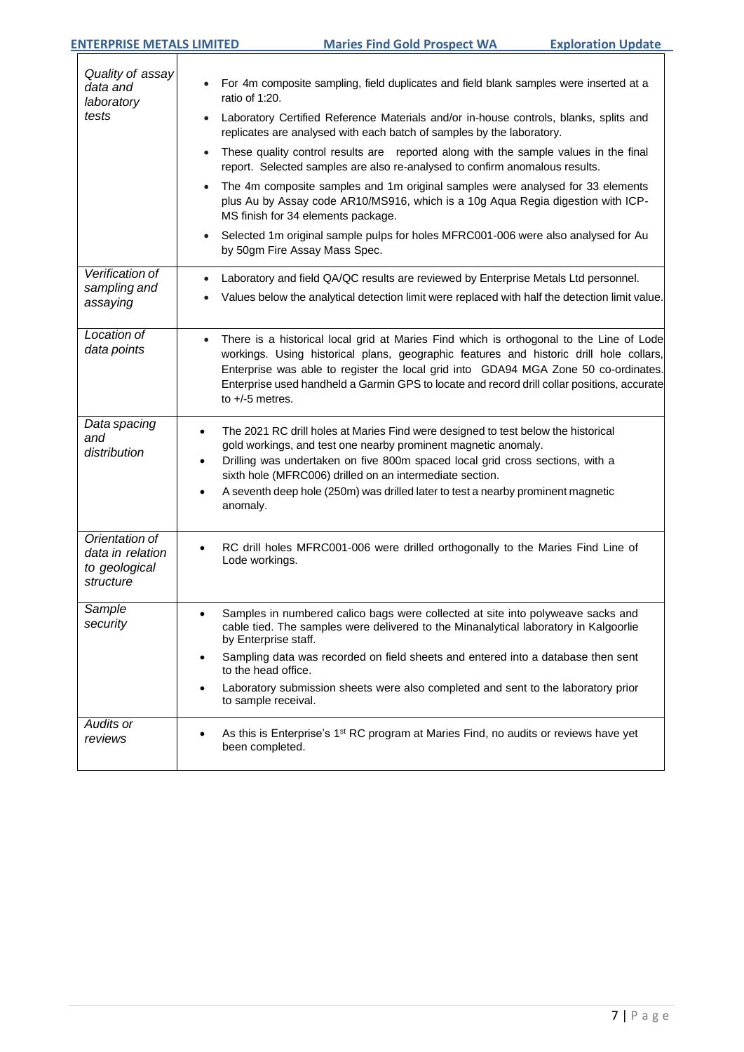| | |
|---|---|
| *Quality of assay data and laboratory tests* | • For 4m composite sampling, field duplicates and field blank samples were inserted at a ratio of 1:20.<br>• Laboratory Certified Reference Materials and/or in-house controls, blanks, splits and replicates are analysed with each batch of samples by the laboratory.<br>• These quality control results are reported along with the sample values in the final report. Selected samples are also re-analysed to confirm anomalous results.<br>• The 4m composite samples and 1m original samples were analysed for 33 elements plus Au by Assay code AR10/MS916, which is a 10g Aqua Regia digestion with ICP-MS finish for 34 elements package.<br>• Selected 1m original sample pulps for holes MFRC001-006 were also analysed for Au by 50gm Fire Assay Mass Spec. |
| *Verification of sampling and assaying* | • Laboratory and field QA/QC results are reviewed by Enterprise Metals Ltd personnel.<br>• Values below the analytical detection limit were replaced with half the detection limit value. |
| *Location of data points* | • There is a historical local grid at Maries Find which is orthogonal to the Line of Lode workings. Using historical plans, geographic features and historic drill hole collars, Enterprise was able to register the local grid into GDA94 MGA Zone 50 co-ordinates. Enterprise used handheld a Garmin GPS to locate and record drill collar positions, accurate to +/-5 metres. |
| *Data spacing and distribution* | • The 2021 RC drill holes at Maries Find were designed to test below the historical gold workings, and test one nearby prominent magnetic anomaly.<br>• Drilling was undertaken on five 800m spaced local grid cross sections, with a sixth hole (MFRC006) drilled on an intermediate section.<br>• A seventh deep hole (250m) was drilled later to test a nearby prominent magnetic anomaly. |
| *Orientation of data in relation to geological structure* | • RC drill holes MFRC001-006 were drilled orthogonally to the Maries Find Line of Lode workings. |
| *Sample security* | • Samples in numbered calico bags were collected at site into polyweave sacks and cable tied. The samples were delivered to the Minanalytical laboratory in Kalgoorlie by Enterprise staff.<br>• Sampling data was recorded on field sheets and entered into a database then sent to the head office.<br>• Laboratory submission sheets were also completed and sent to the laboratory prior to sample receival. |
| *Audits or reviews* | • As this is Enterprise's 1st RC program at Maries Find, no audits or reviews have yet been completed. |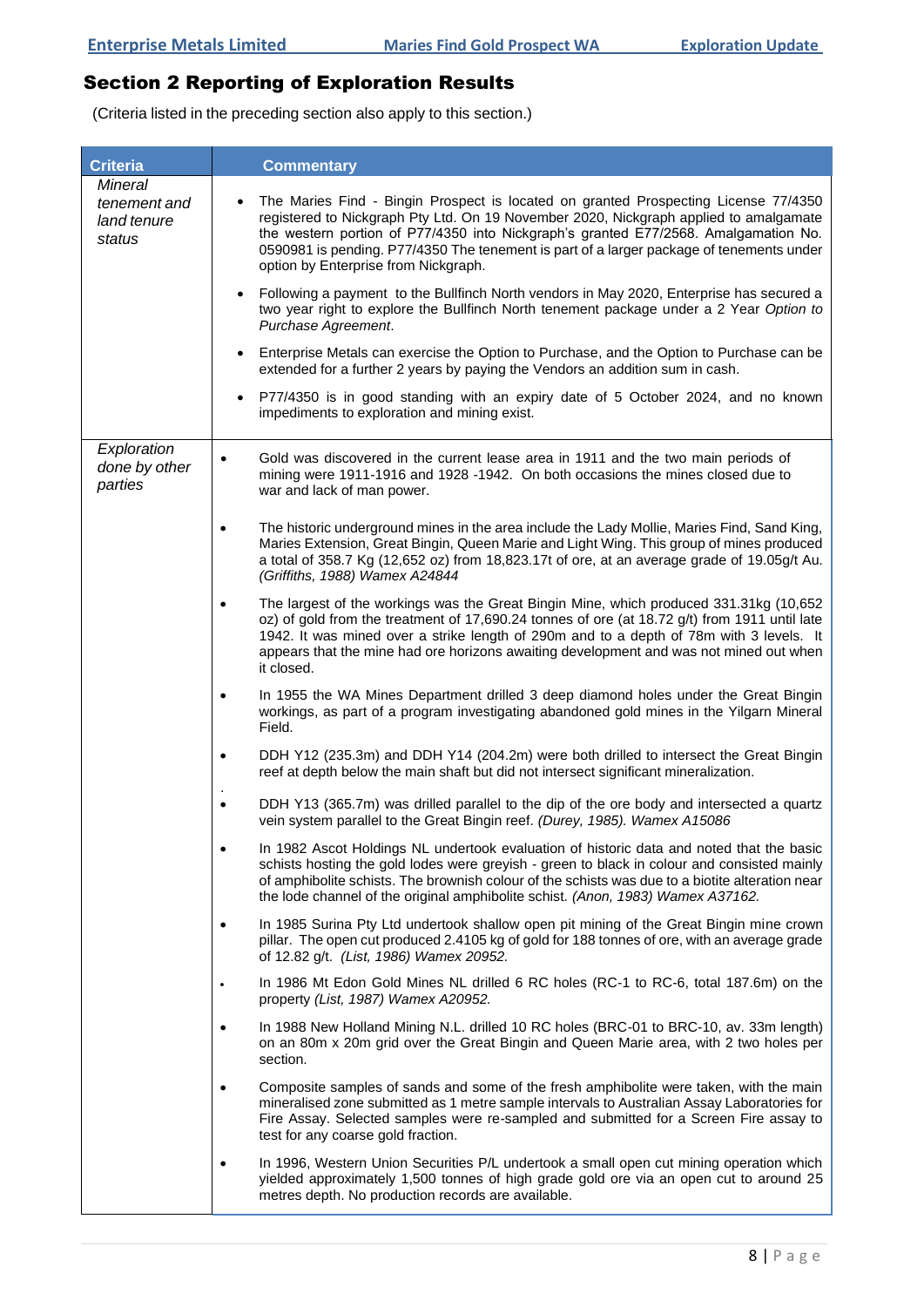## Section 2 Reporting of Exploration Results

(Criteria listed in the preceding section also apply to this section.)

| Criteria | Commentary |
|---|---|
| *Mineral tenement and land tenure status* | • The Maries Find - Bingin Prospect is located on granted Prospecting License 77/4350 registered to Nickgraph Pty Ltd. On 19 November 2020, Nickgraph applied to amalgamate the western portion of P77/4350 into Nickgraph's granted E77/2568. Amalgamation No. 0590981 is pending. P77/4350 The tenement is part of a larger package of tenements under option by Enterprise from Nickgraph.<br><br>• Following a payment to the Bullfinch North vendors in May 2020, Enterprise has secured a two year right to explore the Bullfinch North tenement package under a 2 Year *Option to Purchase Agreement*.<br><br>• Enterprise Metals can exercise the Option to Purchase, and the Option to Purchase can be extended for a further 2 years by paying the Vendors an addition sum in cash.<br><br>• P77/4350 is in good standing with an expiry date of 5 October 2024, and no known impediments to exploration and mining exist. |
| *Exploration done by other parties* | • Gold was discovered in the current lease area in 1911 and the two main periods of mining were 1911-1916 and 1928 -1942. On both occasions the mines closed due to war and lack of man power.<br><br>• The historic underground mines in the area include the Lady Mollie, Maries Find, Sand King, Maries Extension, Great Bingin, Queen Marie and Light Wing. This group of mines produced a total of 358.7 Kg (12,652 oz) from 18,823.17t of ore, at an average grade of 19.05g/t Au. *(Griffiths, 1988) Wamex A24844*<br><br>• The largest of the workings was the Great Bingin Mine, which produced 331.31kg (10,652 oz) of gold from the treatment of 17,690.24 tonnes of ore (at 18.72 g/t) from 1911 until late 1942. It was mined over a strike length of 290m and to a depth of 78m with 3 levels. It appears that the mine had ore horizons awaiting development and was not mined out when it closed.<br><br>• In 1955 the WA Mines Department drilled 3 deep diamond holes under the Great Bingin workings, as part of a program investigating abandoned gold mines in the Yilgarn Mineral Field.<br><br>• DDH Y12 (235.3m) and DDH Y14 (204.2m) were both drilled to intersect the Great Bingin reef at depth below the main shaft but did not intersect significant mineralization.<br><br>• DDH Y13 (365.7m) was drilled parallel to the dip of the ore body and intersected a quartz vein system parallel to the Great Bingin reef. *(Durey, 1985). Wamex A15086*<br><br>• In 1982 Ascot Holdings NL undertook evaluation of historic data and noted that the basic schists hosting the gold lodes were greyish - green to black in colour and consisted mainly of amphibolite schists. The brownish colour of the schists was due to a biotite alteration near the lode channel of the original amphibolite schist. *(Anon, 1983) Wamex A37162.*<br><br>• In 1985 Surina Pty Ltd undertook shallow open pit mining of the Great Bingin mine crown pillar. The open cut produced 2.4105 kg of gold for 188 tonnes of ore, with an average grade of 12.82 g/t. *(List, 1986) Wamex 20952.*<br><br>• In 1986 Mt Edon Gold Mines NL drilled 6 RC holes (RC-1 to RC-6, total 187.6m) on the property *(List, 1987) Wamex A20952.*<br><br>• In 1988 New Holland Mining N.L. drilled 10 RC holes (BRC-01 to BRC-10, av. 33m length) on an 80m x 20m grid over the Great Bingin and Queen Marie area, with 2 two holes per section.<br><br>• Composite samples of sands and some of the fresh amphibolite were taken, with the main mineralised zone submitted as 1 metre sample intervals to Australian Assay Laboratories for Fire Assay. Selected samples were re-sampled and submitted for a Screen Fire assay to test for any coarse gold fraction.<br><br>• In 1996, Western Union Securities P/L undertook a small open cut mining operation which yielded approximately 1,500 tonnes of high grade gold ore via an open cut to around 25 metres depth. No production records are available. |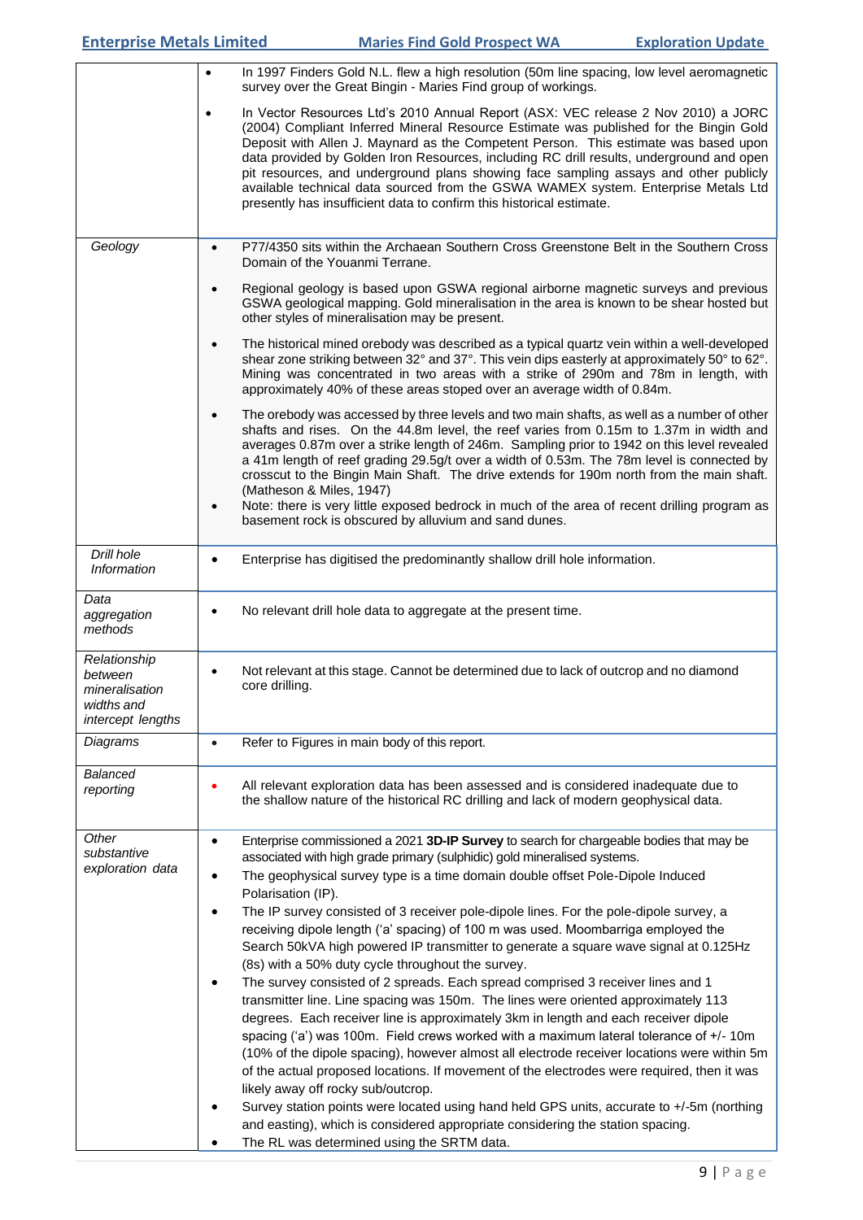| | |
|---|---|
| | • In 1997 Finders Gold N.L. flew a high resolution (50m line spacing, low level aeromagnetic survey over the Great Bingin - Maries Find group of workings.<br>• In Vector Resources Ltd's 2010 Annual Report (ASX: VEC release 2 Nov 2010) a JORC (2004) Compliant Inferred Mineral Resource Estimate was published for the Bingin Gold Deposit with Allen J. Maynard as the Competent Person. This estimate was based upon data provided by Golden Iron Resources, including RC drill results, underground and open pit resources, and underground plans showing face sampling assays and other publicly available technical data sourced from the GSWA WAMEX system. Enterprise Metals Ltd presently has insufficient data to confirm this historical estimate. |
| *Geology* | • P77/4350 sits within the Archaean Southern Cross Greenstone Belt in the Southern Cross Domain of the Youanmi Terrane.<br>• Regional geology is based upon GSWA regional airborne magnetic surveys and previous GSWA geological mapping. Gold mineralisation in the area is known to be shear hosted but other styles of mineralisation may be present.<br>• The historical mined orebody was described as a typical quartz vein within a well-developed shear zone striking between 32° and 37°. This vein dips easterly at approximately 50° to 62°. Mining was concentrated in two areas with a strike of 290m and 78m in length, with approximately 40% of these areas stoped over an average width of 0.84m.<br>• The orebody was accessed by three levels and two main shafts, as well as a number of other shafts and rises. On the 44.8m level, the reef varies from 0.15m to 1.37m in width and averages 0.87m over a strike length of 246m. Sampling prior to 1942 on this level revealed a 41m length of reef grading 29.5g/t over a width of 0.53m. The 78m level is connected by crosscut to the Bingin Main Shaft. The drive extends for 190m north from the main shaft. (Matheson & Miles, 1947)<br>• Note: there is very little exposed bedrock in much of the area of recent drilling program as basement rock is obscured by alluvium and sand dunes. |
| *Drill hole Information* | • Enterprise has digitised the predominantly shallow drill hole information. |
| *Data aggregation methods* | • No relevant drill hole data to aggregate at the present time. |
| *Relationship between mineralisation widths and intercept lengths* | • Not relevant at this stage. Cannot be determined due to lack of outcrop and no diamond core drilling. |
| *Diagrams* | • Refer to Figures in main body of this report. |
| *Balanced reporting* | • All relevant exploration data has been assessed and is considered inadequate due to the shallow nature of the historical RC drilling and lack of modern geophysical data. |
| *Other substantive exploration data* | • Enterprise commissioned a 2021 **3D-IP Survey** to search for chargeable bodies that may be associated with high grade primary (sulphidic) gold mineralised systems.<br>• The geophysical survey type is a time domain double offset Pole-Dipole Induced Polarisation (IP).<br>• The IP survey consisted of 3 receiver pole-dipole lines. For the pole-dipole survey, a receiving dipole length ('a' spacing) of 100 m was used. Moombarriga employed the Search 50kVA high powered IP transmitter to generate a square wave signal at 0.125Hz (8s) with a 50% duty cycle throughout the survey.<br>• The survey consisted of 2 spreads. Each spread comprised 3 receiver lines and 1 transmitter line. Line spacing was 150m. The lines were oriented approximately 113 degrees. Each receiver line is approximately 3km in length and each receiver dipole spacing ('a') was 100m. Field crews worked with a maximum lateral tolerance of +/- 10m (10% of the dipole spacing), however almost all electrode receiver locations were within 5m of the actual proposed locations. If movement of the electrodes were required, then it was likely away off rocky sub/outcrop.<br>• Survey station points were located using hand held GPS units, accurate to +/-5m (northing and easting), which is considered appropriate considering the station spacing.<br>• The RL was determined using the SRTM data. |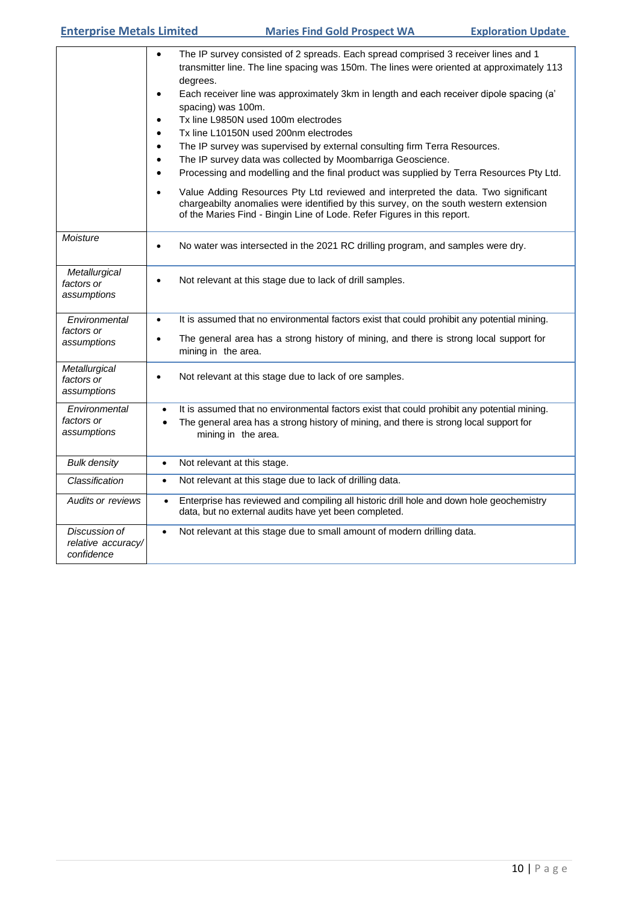| | |
|---|---|
| | • The IP survey consisted of 2 spreads. Each spread comprised 3 receiver lines and 1 transmitter line. The line spacing was 150m. The lines were oriented at approximately 113 degrees.<br>• Each receiver line was approximately 3km in length and each receiver dipole spacing (a' spacing) was 100m.<br>• Tx line L9850N used 100m electrodes<br>• Tx line L10150N used 200nm electrodes<br>• The IP survey was supervised by external consulting firm Terra Resources.<br>• The IP survey data was collected by Moombarriga Geoscience.<br>• Processing and modelling and the final product was supplied by Terra Resources Pty Ltd.<br>• Value Adding Resources Pty Ltd reviewed and interpreted the data. Two significant chargeabilty anomalies were identified by this survey, on the south western extension of the Maries Find - Bingin Line of Lode. Refer Figures in this report. |
| *Moisture* | • No water was intersected in the 2021 RC drilling program, and samples were dry. |
| *Metallurgical factors or assumptions* | • Not relevant at this stage due to lack of drill samples. |
| *Environmental factors or assumptions* | • It is assumed that no environmental factors exist that could prohibit any potential mining.<br>• The general area has a strong history of mining, and there is strong local support for mining in the area. |
| *Metallurgical factors or assumptions* | • Not relevant at this stage due to lack of ore samples. |
| *Environmental factors or assumptions* | • It is assumed that no environmental factors exist that could prohibit any potential mining.<br>• The general area has a strong history of mining, and there is strong local support for mining in the area. |
| *Bulk density* | • Not relevant at this stage. |
| *Classification* | • Not relevant at this stage due to lack of drilling data. |
| *Audits or reviews* | • Enterprise has reviewed and compiling all historic drill hole and down hole geochemistry data, but no external audits have yet been completed. |
| *Discussion of relative accuracy/ confidence* | • Not relevant at this stage due to small amount of modern drilling data. |